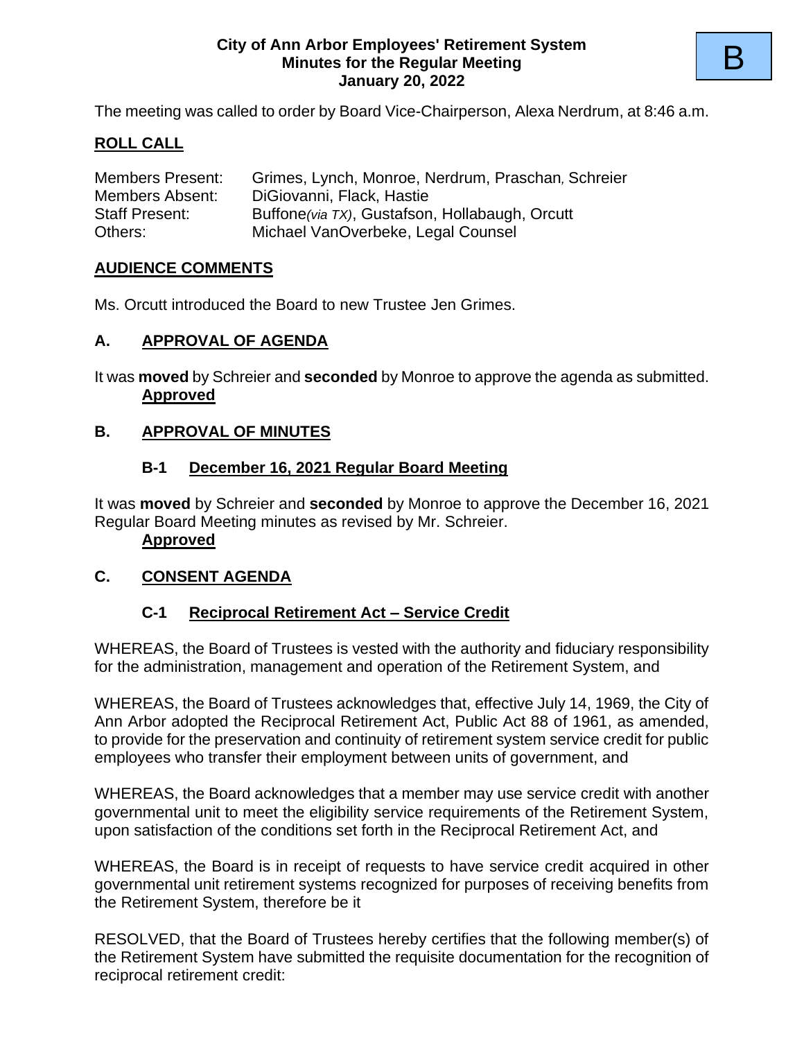**City of Ann Arbor Employees' Retirement System**
**Minutes for the Regular Meeting**
**January 20, 2022**

B

The meeting was called to order by Board Vice-Chairperson, Alexa Nerdrum, at 8:46 a.m.

## ROLL CALL

| | |
|---|---|
| Members Present: | Grimes, Lynch, Monroe, Nerdrum, Praschan, Schreier |
| Members Absent: | DiGiovanni, Flack, Hastie |
| Staff Present: | Buffone*(via TX)*, Gustafson, Hollabaugh, Orcutt |
| Others: | Michael VanOverbeke, Legal Counsel |

## AUDIENCE COMMENTS

Ms. Orcutt introduced the Board to new Trustee Jen Grimes.

## A. APPROVAL OF AGENDA

It was **moved** by Schreier and **seconded** by Monroe to approve the agenda as submitted.
**Approved**

## B. APPROVAL OF MINUTES

### B-1 December 16, 2021 Regular Board Meeting

It was **moved** by Schreier and **seconded** by Monroe to approve the December 16, 2021 Regular Board Meeting minutes as revised by Mr. Schreier.
**Approved**

## C. CONSENT AGENDA

### C-1 Reciprocal Retirement Act – Service Credit

WHEREAS, the Board of Trustees is vested with the authority and fiduciary responsibility for the administration, management and operation of the Retirement System, and

WHEREAS, the Board of Trustees acknowledges that, effective July 14, 1969, the City of Ann Arbor adopted the Reciprocal Retirement Act, Public Act 88 of 1961, as amended, to provide for the preservation and continuity of retirement system service credit for public employees who transfer their employment between units of government, and

WHEREAS, the Board acknowledges that a member may use service credit with another governmental unit to meet the eligibility service requirements of the Retirement System, upon satisfaction of the conditions set forth in the Reciprocal Retirement Act, and

WHEREAS, the Board is in receipt of requests to have service credit acquired in other governmental unit retirement systems recognized for purposes of receiving benefits from the Retirement System, therefore be it

RESOLVED, that the Board of Trustees hereby certifies that the following member(s) of the Retirement System have submitted the requisite documentation for the recognition of reciprocal retirement credit: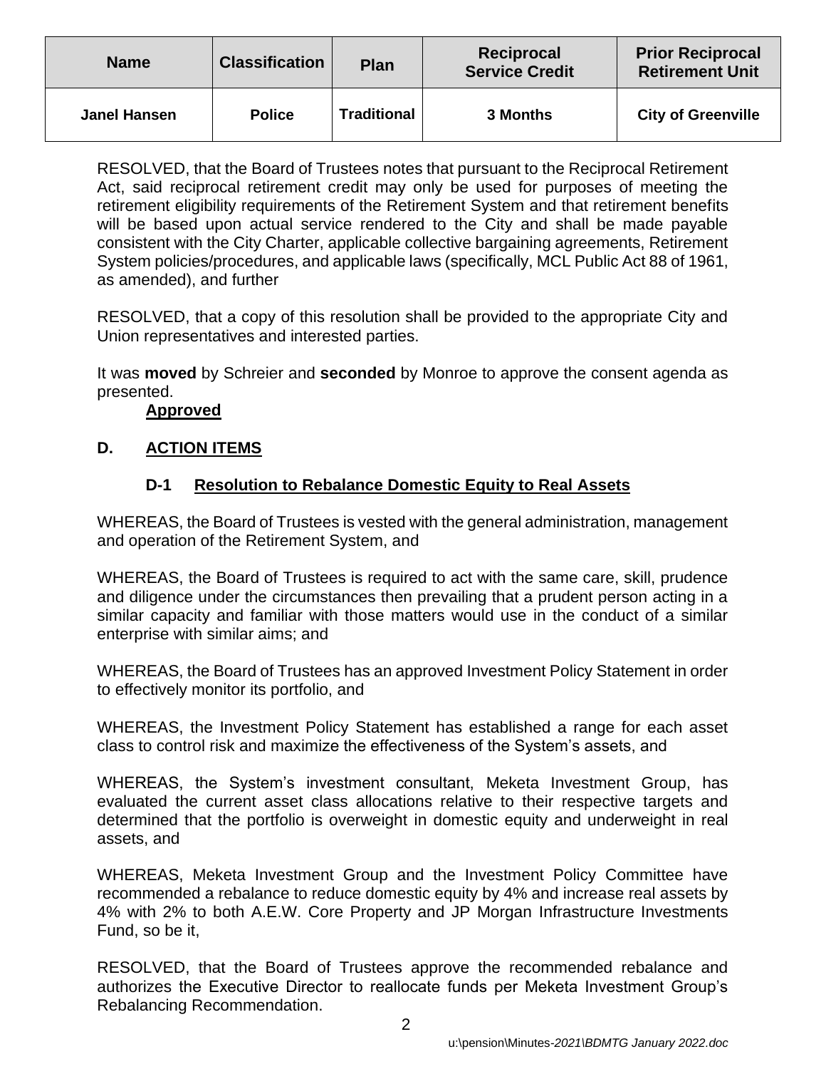| Name | Classification | Plan | Reciprocal Service Credit | Prior Reciprocal Retirement Unit |
|---|---|---|---|---|
| Janel Hansen | Police | Traditional | 3 Months | City of Greenville |

RESOLVED, that the Board of Trustees notes that pursuant to the Reciprocal Retirement Act, said reciprocal retirement credit may only be used for purposes of meeting the retirement eligibility requirements of the Retirement System and that retirement benefits will be based upon actual service rendered to the City and shall be made payable consistent with the City Charter, applicable collective bargaining agreements, Retirement System policies/procedures, and applicable laws (specifically, MCL Public Act 88 of 1961, as amended), and further

RESOLVED, that a copy of this resolution shall be provided to the appropriate City and Union representatives and interested parties.

It was **moved** by Schreier and **seconded** by Monroe to approve the consent agenda as presented.

**Approved**

## D. ACTION ITEMS

### D-1 Resolution to Rebalance Domestic Equity to Real Assets

WHEREAS, the Board of Trustees is vested with the general administration, management and operation of the Retirement System, and

WHEREAS, the Board of Trustees is required to act with the same care, skill, prudence and diligence under the circumstances then prevailing that a prudent person acting in a similar capacity and familiar with those matters would use in the conduct of a similar enterprise with similar aims; and

WHEREAS, the Board of Trustees has an approved Investment Policy Statement in order to effectively monitor its portfolio, and

WHEREAS, the Investment Policy Statement has established a range for each asset class to control risk and maximize the effectiveness of the System's assets, and

WHEREAS, the System's investment consultant, Meketa Investment Group, has evaluated the current asset class allocations relative to their respective targets and determined that the portfolio is overweight in domestic equity and underweight in real assets, and

WHEREAS, Meketa Investment Group and the Investment Policy Committee have recommended a rebalance to reduce domestic equity by 4% and increase real assets by 4% with 2% to both A.E.W. Core Property and JP Morgan Infrastructure Investments Fund, so be it,

RESOLVED, that the Board of Trustees approve the recommended rebalance and authorizes the Executive Director to reallocate funds per Meketa Investment Group's Rebalancing Recommendation.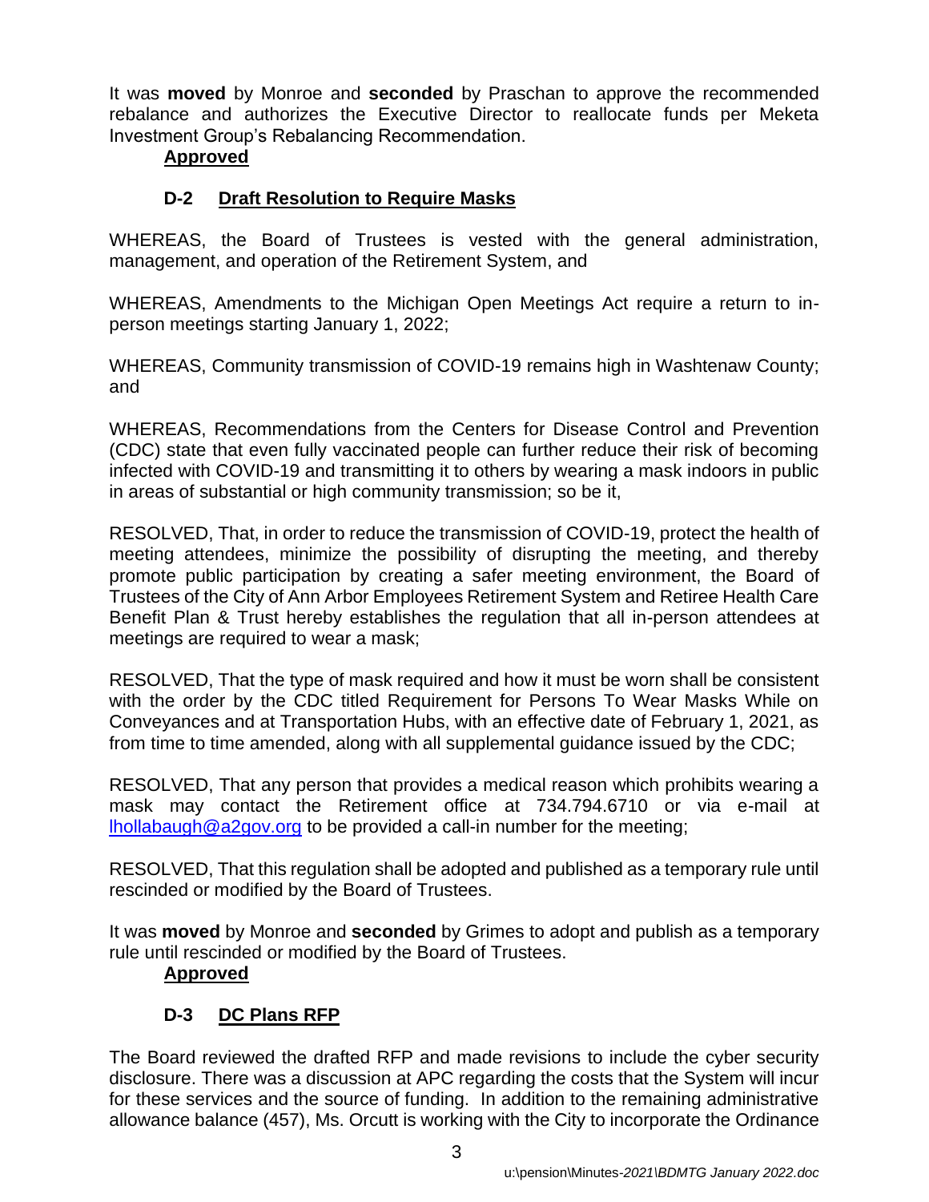It was **moved** by Monroe and **seconded** by Praschan to approve the recommended rebalance and authorizes the Executive Director to reallocate funds per Meketa Investment Group's Rebalancing Recommendation.

**Approved**

### D-2 Draft Resolution to Require Masks

WHEREAS, the Board of Trustees is vested with the general administration, management, and operation of the Retirement System, and

WHEREAS, Amendments to the Michigan Open Meetings Act require a return to in-person meetings starting January 1, 2022;

WHEREAS, Community transmission of COVID-19 remains high in Washtenaw County; and

WHEREAS, Recommendations from the Centers for Disease Control and Prevention (CDC) state that even fully vaccinated people can further reduce their risk of becoming infected with COVID-19 and transmitting it to others by wearing a mask indoors in public in areas of substantial or high community transmission; so be it,

RESOLVED, That, in order to reduce the transmission of COVID-19, protect the health of meeting attendees, minimize the possibility of disrupting the meeting, and thereby promote public participation by creating a safer meeting environment, the Board of Trustees of the City of Ann Arbor Employees Retirement System and Retiree Health Care Benefit Plan & Trust hereby establishes the regulation that all in-person attendees at meetings are required to wear a mask;

RESOLVED, That the type of mask required and how it must be worn shall be consistent with the order by the CDC titled Requirement for Persons To Wear Masks While on Conveyances and at Transportation Hubs, with an effective date of February 1, 2021, as from time to time amended, along with all supplemental guidance issued by the CDC;

RESOLVED, That any person that provides a medical reason which prohibits wearing a mask may contact the Retirement office at 734.794.6710 or via e-mail at lhollabaugh@a2gov.org to be provided a call-in number for the meeting;

RESOLVED, That this regulation shall be adopted and published as a temporary rule until rescinded or modified by the Board of Trustees.

It was **moved** by Monroe and **seconded** by Grimes to adopt and publish as a temporary rule until rescinded or modified by the Board of Trustees.

**Approved**

### D-3 DC Plans RFP

The Board reviewed the drafted RFP and made revisions to include the cyber security disclosure. There was a discussion at APC regarding the costs that the System will incur for these services and the source of funding. In addition to the remaining administrative allowance balance (457), Ms. Orcutt is working with the City to incorporate the Ordinance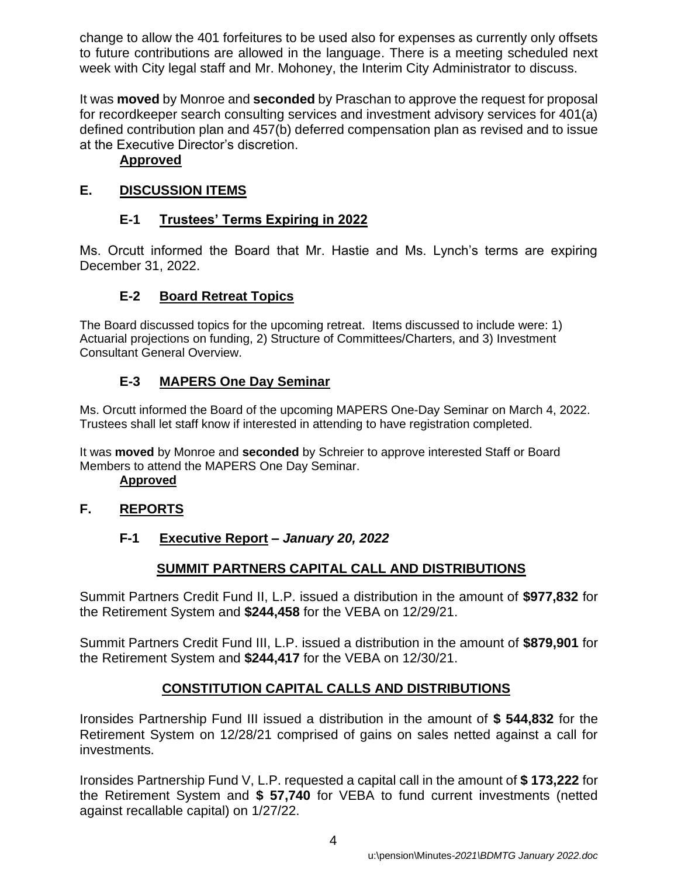change to allow the 401 forfeitures to be used also for expenses as currently only offsets to future contributions are allowed in the language. There is a meeting scheduled next week with City legal staff and Mr. Mohoney, the Interim City Administrator to discuss.

It was **moved** by Monroe and **seconded** by Praschan to approve the request for proposal for recordkeeper search consulting services and investment advisory services for 401(a) defined contribution plan and 457(b) deferred compensation plan as revised and to issue at the Executive Director's discretion.

**Approved**

## E. DISCUSSION ITEMS

### E-1 Trustees' Terms Expiring in 2022

Ms. Orcutt informed the Board that Mr. Hastie and Ms. Lynch's terms are expiring December 31, 2022.

### E-2 Board Retreat Topics

The Board discussed topics for the upcoming retreat. Items discussed to include were: 1) Actuarial projections on funding, 2) Structure of Committees/Charters, and 3) Investment Consultant General Overview.

### E-3 MAPERS One Day Seminar

Ms. Orcutt informed the Board of the upcoming MAPERS One-Day Seminar on March 4, 2022. Trustees shall let staff know if interested in attending to have registration completed.

It was **moved** by Monroe and **seconded** by Schreier to approve interested Staff or Board Members to attend the MAPERS One Day Seminar.

**Approved**

## F. REPORTS

### F-1 Executive Report – *January 20, 2022*

**SUMMIT PARTNERS CAPITAL CALL AND DISTRIBUTIONS**

Summit Partners Credit Fund II, L.P. issued a distribution in the amount of **$977,832** for the Retirement System and **$244,458** for the VEBA on 12/29/21.

Summit Partners Credit Fund III, L.P. issued a distribution in the amount of **$879,901** for the Retirement System and **$244,417** for the VEBA on 12/30/21.

**CONSTITUTION CAPITAL CALLS AND DISTRIBUTIONS**

Ironsides Partnership Fund III issued a distribution in the amount of **$ 544,832** for the Retirement System on 12/28/21 comprised of gains on sales netted against a call for investments.

Ironsides Partnership Fund V, L.P. requested a capital call in the amount of **$ 173,222** for the Retirement System and **$ 57,740** for VEBA to fund current investments (netted against recallable capital) on 1/27/22.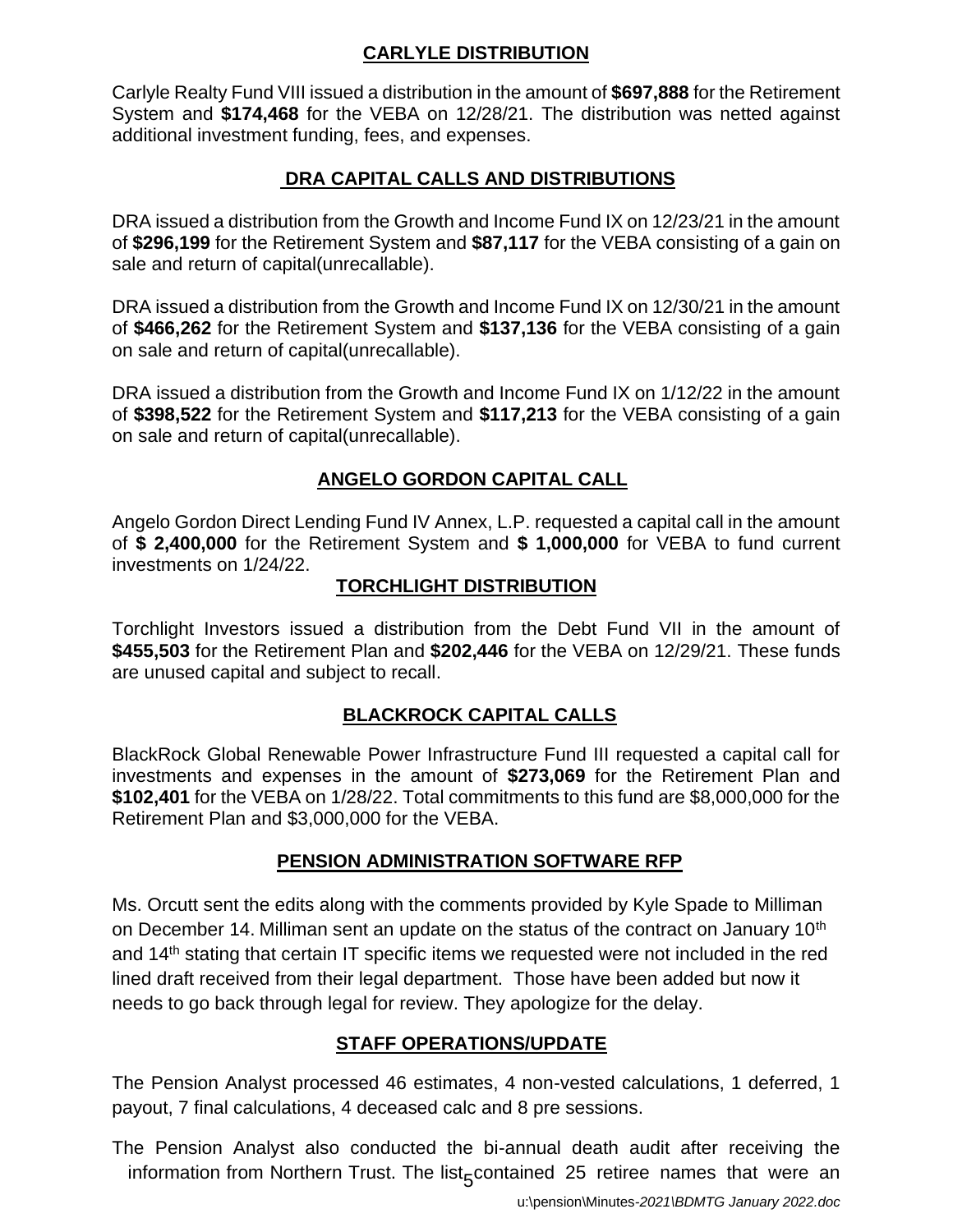## CARLYLE DISTRIBUTION

Carlyle Realty Fund VIII issued a distribution in the amount of **$697,888** for the Retirement System and **$174,468** for the VEBA on 12/28/21. The distribution was netted against additional investment funding, fees, and expenses.

## DRA CAPITAL CALLS AND DISTRIBUTIONS

DRA issued a distribution from the Growth and Income Fund IX on 12/23/21 in the amount of **$296,199** for the Retirement System and **$87,117** for the VEBA consisting of a gain on sale and return of capital(unrecallable).

DRA issued a distribution from the Growth and Income Fund IX on 12/30/21 in the amount of **$466,262** for the Retirement System and **$137,136** for the VEBA consisting of a gain on sale and return of capital(unrecallable).

DRA issued a distribution from the Growth and Income Fund IX on 1/12/22 in the amount of **$398,522** for the Retirement System and **$117,213** for the VEBA consisting of a gain on sale and return of capital(unrecallable).

## ANGELO GORDON CAPITAL CALL

Angelo Gordon Direct Lending Fund IV Annex, L.P. requested a capital call in the amount of **$ 2,400,000** for the Retirement System and **$ 1,000,000** for VEBA to fund current investments on 1/24/22.

## TORCHLIGHT DISTRIBUTION

Torchlight Investors issued a distribution from the Debt Fund VII in the amount of **$455,503** for the Retirement Plan and **$202,446** for the VEBA on 12/29/21. These funds are unused capital and subject to recall.

## BLACKROCK CAPITAL CALLS

BlackRock Global Renewable Power Infrastructure Fund III requested a capital call for investments and expenses in the amount of **$273,069** for the Retirement Plan and **$102,401** for the VEBA on 1/28/22. Total commitments to this fund are $8,000,000 for the Retirement Plan and $3,000,000 for the VEBA.

## PENSION ADMINISTRATION SOFTWARE RFP

Ms. Orcutt sent the edits along with the comments provided by Kyle Spade to Milliman on December 14. Milliman sent an update on the status of the contract on January 10th and 14th stating that certain IT specific items we requested were not included in the red lined draft received from their legal department. Those have been added but now it needs to go back through legal for review. They apologize for the delay.

## STAFF OPERATIONS/UPDATE

The Pension Analyst processed 46 estimates, 4 non-vested calculations, 1 deferred, 1 payout, 7 final calculations, 4 deceased calc and 8 pre sessions.

The Pension Analyst also conducted the bi-annual death audit after receiving the information from Northern Trust. The list contained 25 retiree names that were an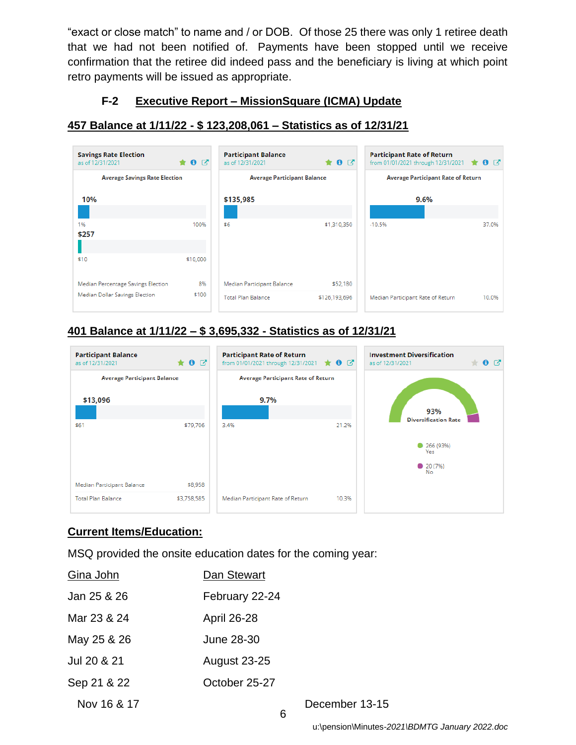"exact or close match" to name and / or DOB. Of those 25 there was only 1 retiree death that we had not been notified of. Payments have been stopped until we receive confirmation that the retiree did indeed pass and the beneficiary is living at which point retro payments will be issued as appropriate.

### F-2 Executive Report – MissionSquare (ICMA) Update

**457 Balance at 1/11/22 - $ 123,208,061 – Statistics as of 12/31/21**

**Savings Rate Election** (as of 12/31/2021)

Average Savings Rate Election

- 10% (range 1% – 100%)
- $257 (range $10 – $10,000)

| | |
|---|---|
| Median Percentage Savings Election | 8% |
| Median Dollar Savings Election | $100 |

**Participant Balance** (as of 12/31/2021)

Average Participant Balance

- $135,985 (range $6 – $1,310,350)

| | |
|---|---|
| Median Participant Balance | $52,180 |
| Total Plan Balance | $126,193,696 |

**Participant Rate of Return** (from 01/01/2021 through 12/31/2021)

Average Participant Rate of Return

- 9.6% (range -10.5% – 37.0%)

| | |
|---|---|
| Median Participant Rate of Return | 10.0% |

**401 Balance at 1/11/22 – $ 3,695,332 - Statistics as of 12/31/21**

**Participant Balance** (as of 12/31/2021)

Average Participant Balance

- $13,096 (range $61 – $79,706)

| | |
|---|---|
| Median Participant Balance | $8,958 |
| Total Plan Balance | $3,758,585 |

**Participant Rate of Return** (from 01/01/2021 through 12/31/2021)

Average Participant Rate of Return

- 9.7% (range 3.4% – 21.2%)

| | |
|---|---|
| Median Participant Rate of Return | 10.3% |

**Investment Diversification** (as of 12/31/2021)

93% Diversification Rate

- 266 (93%) Yes
- 20 (7%) No

**Current Items/Education:**

MSQ provided the onsite education dates for the coming year:

| Gina John | Dan Stewart |
|---|---|
| Jan 25 & 26 | February 22-24 |
| Mar 23 & 24 | April 26-28 |
| May 25 & 26 | June 28-30 |
| Jul 20 & 21 | August 23-25 |
| Sep 21 & 22 | October 25-27 |
| Nov 16 & 17 | December 13-15 |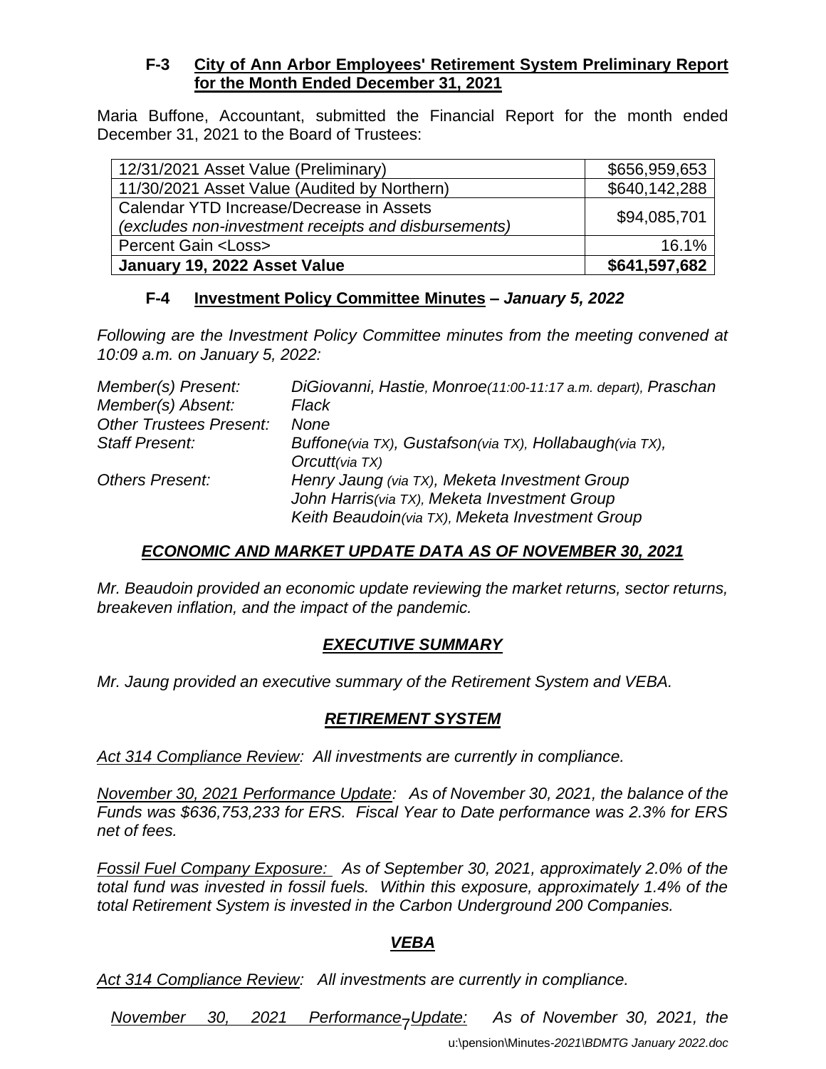**F-3 City of Ann Arbor Employees' Retirement System Preliminary Report for the Month Ended December 31, 2021**

Maria Buffone, Accountant, submitted the Financial Report for the month ended December 31, 2021 to the Board of Trustees:

| | |
|---|---|
| 12/31/2021 Asset Value (Preliminary) | $656,959,653 |
| 11/30/2021 Asset Value (Audited by Northern) | $640,142,288 |
| Calendar YTD Increase/Decrease in Assets *(excludes non-investment receipts and disbursements)* | $94,085,701 |
| Percent Gain <Loss> | 16.1% |
| **January 19, 2022 Asset Value** | **$641,597,682** |

**F-4 Investment Policy Committee Minutes – *January 5, 2022***

*Following are the Investment Policy Committee minutes from the meeting convened at 10:09 a.m. on January 5, 2022:*

| | |
|---|---|
| *Member(s) Present:* | *DiGiovanni, Hastie, Monroe(11:00-11:17 a.m. depart), Praschan* |
| *Member(s) Absent:* | *Flack* |
| *Other Trustees Present:* | *None* |
| *Staff Present:* | *Buffone(via TX), Gustafson(via TX), Hollabaugh(via TX), Orcutt(via TX)* |
| *Others Present:* | *Henry Jaung (via TX), Meketa Investment Group*<br>*John Harris(via TX), Meketa Investment Group*<br>*Keith Beaudoin(via TX), Meketa Investment Group* |

***ECONOMIC AND MARKET UPDATE DATA AS OF NOVEMBER 30, 2021***

*Mr. Beaudoin provided an economic update reviewing the market returns, sector returns, breakeven inflation, and the impact of the pandemic.*

***EXECUTIVE SUMMARY***

*Mr. Jaung provided an executive summary of the Retirement System and VEBA.*

***RETIREMENT SYSTEM***

*Act 314 Compliance Review: All investments are currently in compliance.*

*November 30, 2021 Performance Update: As of November 30, 2021, the balance of the Funds was $636,753,233 for ERS. Fiscal Year to Date performance was 2.3% for ERS net of fees.*

*Fossil Fuel Company Exposure: As of September 30, 2021, approximately 2.0% of the total fund was invested in fossil fuels. Within this exposure, approximately 1.4% of the total Retirement System is invested in the Carbon Underground 200 Companies.*

***VEBA***

*Act 314 Compliance Review: All investments are currently in compliance.*

*November 30, 2021 Performance Update: As of November 30, 2021, the*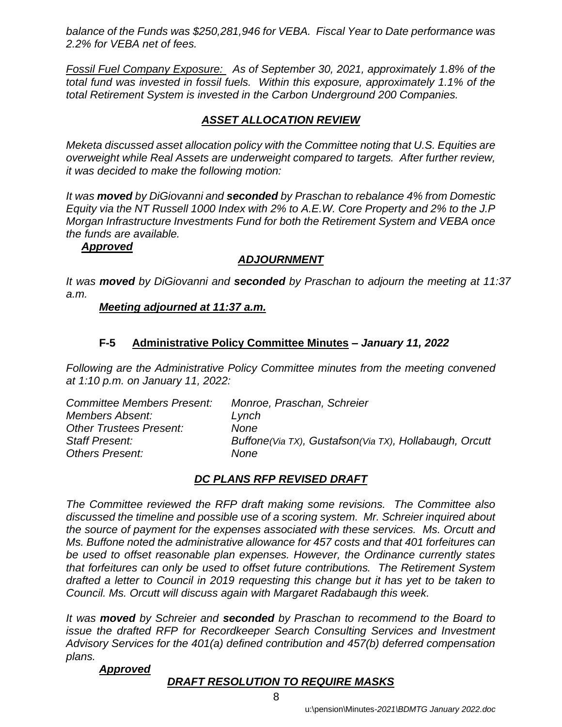*balance of the Funds was $250,281,946 for VEBA. Fiscal Year to Date performance was 2.2% for VEBA net of fees.*

*Fossil Fuel Company Exposure: As of September 30, 2021, approximately 1.8% of the total fund was invested in fossil fuels. Within this exposure, approximately 1.1% of the total Retirement System is invested in the Carbon Underground 200 Companies.*

***ASSET ALLOCATION REVIEW***

*Meketa discussed asset allocation policy with the Committee noting that U.S. Equities are overweight while Real Assets are underweight compared to targets. After further review, it was decided to make the following motion:*

*It was **moved** by DiGiovanni and **seconded** by Praschan to rebalance 4% from Domestic Equity via the NT Russell 1000 Index with 2% to A.E.W. Core Property and 2% to the J.P Morgan Infrastructure Investments Fund for both the Retirement System and VEBA once the funds are available.*

***Approved***

***ADJOURNMENT***

*It was **moved** by DiGiovanni and **seconded** by Praschan to adjourn the meeting at 11:37 a.m.*

***Meeting adjourned at 11:37 a.m.***

## F-5 Administrative Policy Committee Minutes – *January 11, 2022*

*Following are the Administrative Policy Committee minutes from the meeting convened at 1:10 p.m. on January 11, 2022:*

| | |
|---|---|
| *Committee Members Present:* | *Monroe, Praschan, Schreier* |
| *Members Absent:* | *Lynch* |
| *Other Trustees Present:* | *None* |
| *Staff Present:* | *Buffone(Via TX), Gustafson(Via TX), Hollabaugh, Orcutt* |
| *Others Present:* | *None* |

***DC PLANS RFP REVISED DRAFT***

*The Committee reviewed the RFP draft making some revisions. The Committee also discussed the timeline and possible use of a scoring system. Mr. Schreier inquired about the source of payment for the expenses associated with these services. Ms. Orcutt and Ms. Buffone noted the administrative allowance for 457 costs and that 401 forfeitures can be used to offset reasonable plan expenses. However, the Ordinance currently states that forfeitures can only be used to offset future contributions. The Retirement System drafted a letter to Council in 2019 requesting this change but it has yet to be taken to Council. Ms. Orcutt will discuss again with Margaret Radabaugh this week.*

*It was **moved** by Schreier and **seconded** by Praschan to recommend to the Board to issue the drafted RFP for Recordkeeper Search Consulting Services and Investment Advisory Services for the 401(a) defined contribution and 457(b) deferred compensation plans.*

***Approved***

***DRAFT RESOLUTION TO REQUIRE MASKS***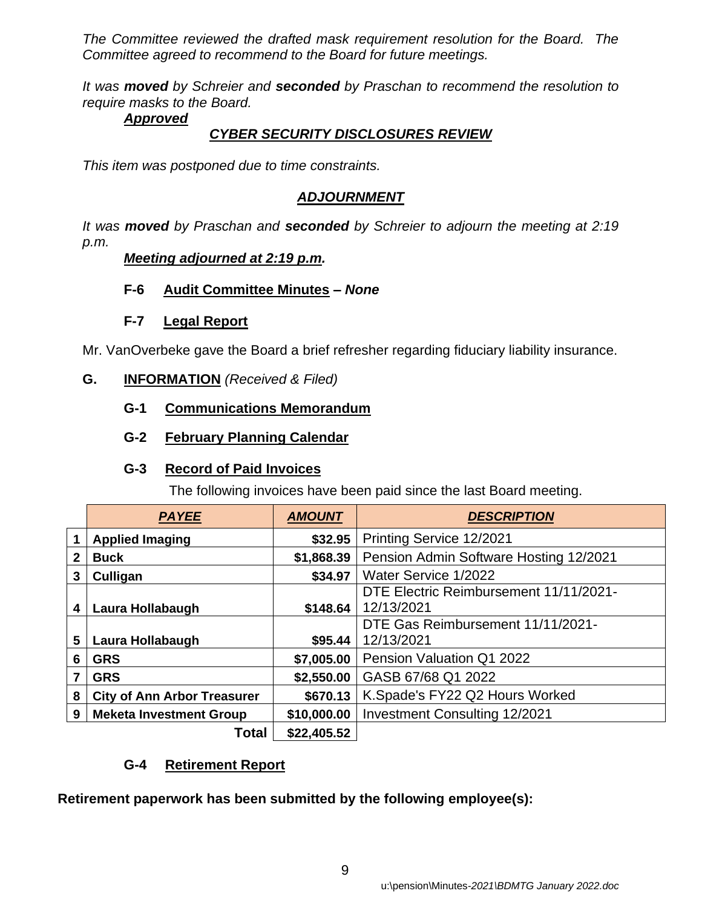*The Committee reviewed the drafted mask requirement resolution for the Board. The Committee agreed to recommend to the Board for future meetings.*

*It was **moved** by Schreier and **seconded** by Praschan to recommend the resolution to require masks to the Board.*

***Approved***

***CYBER SECURITY DISCLOSURES REVIEW***

*This item was postponed due to time constraints.*

***ADJOURNMENT***

*It was **moved** by Praschan and **seconded** by Schreier to adjourn the meeting at 2:19 p.m.*

***Meeting adjourned at 2:19 p.m.***

**F-6 Audit Committee Minutes –** ***None***

**F-7 Legal Report**

Mr. VanOverbeke gave the Board a brief refresher regarding fiduciary liability insurance.

**G. INFORMATION** *(Received & Filed)*

**G-1 Communications Memorandum**

**G-2 February Planning Calendar**

**G-3 Record of Paid Invoices**

The following invoices have been paid since the last Board meeting.

| | *PAYEE* | *AMOUNT* | *DESCRIPTION* |
|---|---|---|---|
| 1 | **Applied Imaging** | **$32.95** | Printing Service 12/2021 |
| 2 | **Buck** | **$1,868.39** | Pension Admin Software Hosting 12/2021 |
| 3 | **Culligan** | **$34.97** | Water Service 1/2022 |
| 4 | **Laura Hollabaugh** | **$148.64** | DTE Electric Reimbursement 11/11/2021-12/13/2021 |
| 5 | **Laura Hollabaugh** | **$95.44** | DTE Gas Reimbursement 11/11/2021-12/13/2021 |
| 6 | **GRS** | **$7,005.00** | Pension Valuation Q1 2022 |
| 7 | **GRS** | **$2,550.00** | GASB 67/68 Q1 2022 |
| 8 | **City of Ann Arbor Treasurer** | **$670.13** | K.Spade's FY22 Q2 Hours Worked |
| 9 | **Meketa Investment Group** | **$10,000.00** | Investment Consulting 12/2021 |
| | **Total** | **$22,405.52** | |

**G-4 Retirement Report**

**Retirement paperwork has been submitted by the following employee(s):**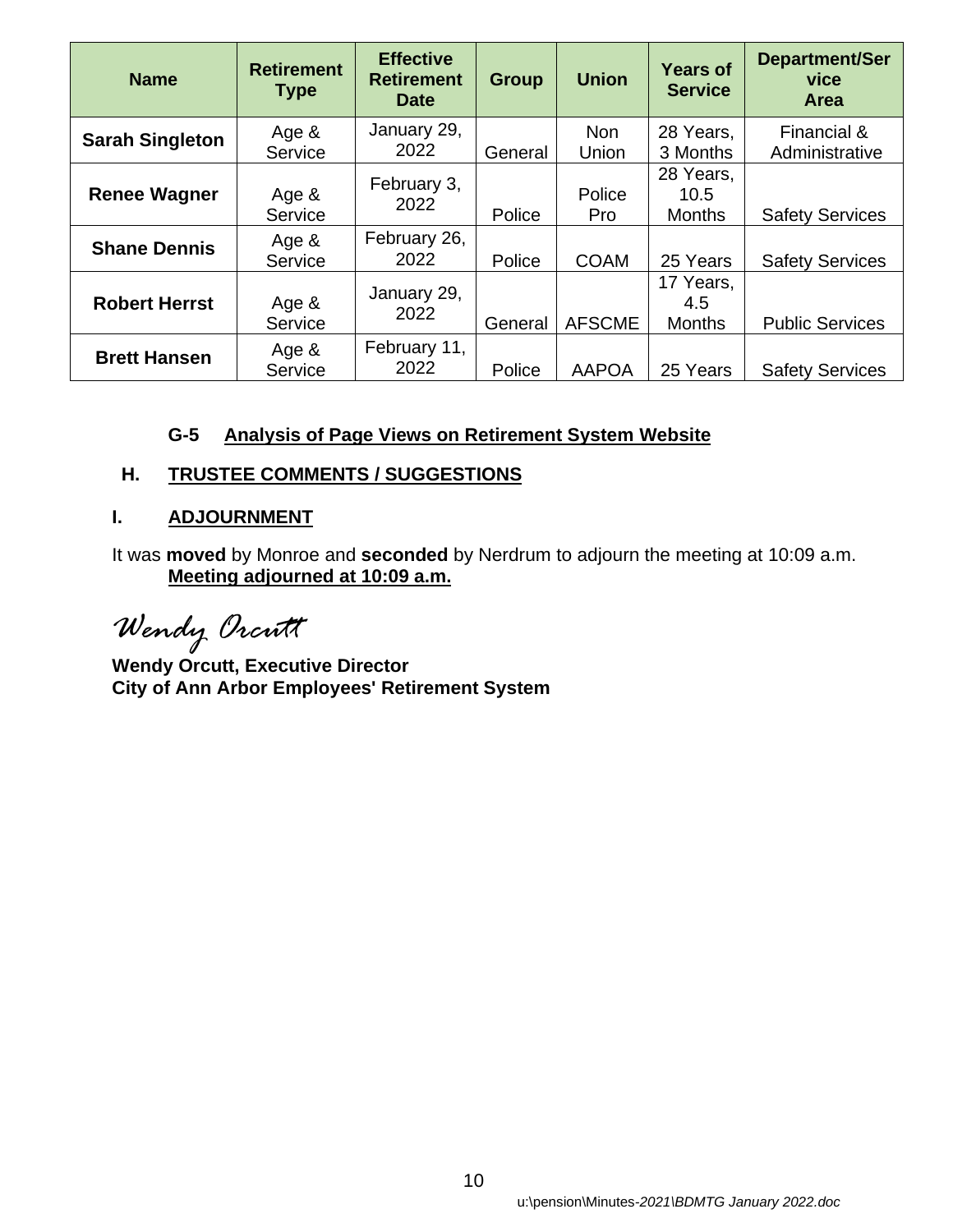| Name | Retirement Type | Effective Retirement Date | Group | Union | Years of Service | Department/Service Area |
|---|---|---|---|---|---|---|
| **Sarah Singleton** | Age & Service | January 29, 2022 | General | Non Union | 28 Years, 3 Months | Financial & Administrative |
| **Renee Wagner** | Age & Service | February 3, 2022 | Police | Police Pro | 28 Years, 10.5 Months | Safety Services |
| **Shane Dennis** | Age & Service | February 26, 2022 | Police | COAM | 25 Years | Safety Services |
| **Robert Herrst** | Age & Service | January 29, 2022 | General | AFSCME | 17 Years, 4.5 Months | Public Services |
| **Brett Hansen** | Age & Service | February 11, 2022 | Police | AAPOA | 25 Years | Safety Services |

**G-5 Analysis of Page Views on Retirement System Website**

## H. TRUSTEE COMMENTS / SUGGESTIONS

## I. ADJOURNMENT

It was **moved** by Monroe and **seconded** by Nerdrum to adjourn the meeting at 10:09 a.m.
**Meeting adjourned at 10:09 a.m.**

*Wendy Orcutt*

**Wendy Orcutt, Executive Director**
**City of Ann Arbor Employees' Retirement System**

u:\pension\Minutes-*2021\BDMTG January 2022.doc*